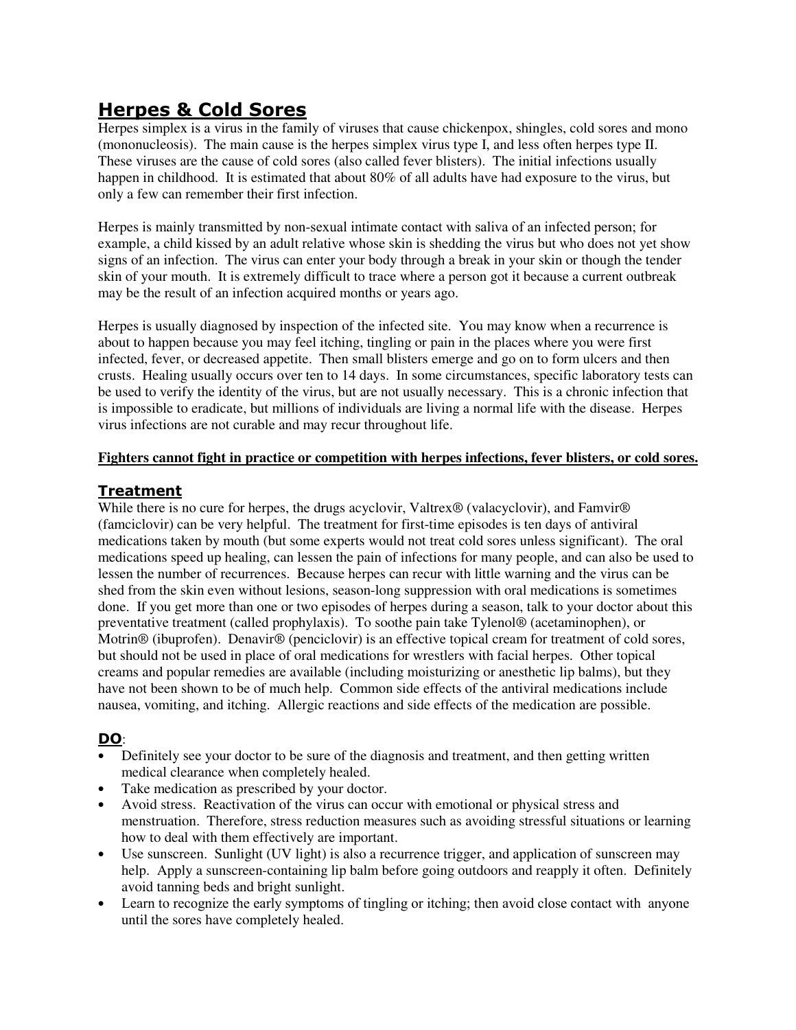# Herpes & Cold Sores

Herpes simplex is a virus in the family of viruses that cause chickenpox, shingles, cold sores and mono (mononucleosis). The main cause is the herpes simplex virus type I, and less often herpes type II. These viruses are the cause of cold sores (also called fever blisters). The initial infections usually happen in childhood. It is estimated that about 80% of all adults have had exposure to the virus, but only a few can remember their first infection.

Herpes is mainly transmitted by non-sexual intimate contact with saliva of an infected person; for example, a child kissed by an adult relative whose skin is shedding the virus but who does not yet show signs of an infection. The virus can enter your body through a break in your skin or though the tender skin of your mouth. It is extremely difficult to trace where a person got it because a current outbreak may be the result of an infection acquired months or years ago.

Herpes is usually diagnosed by inspection of the infected site. You may know when a recurrence is about to happen because you may feel itching, tingling or pain in the places where you were first infected, fever, or decreased appetite. Then small blisters emerge and go on to form ulcers and then crusts. Healing usually occurs over ten to 14 days. In some circumstances, specific laboratory tests can be used to verify the identity of the virus, but are not usually necessary. This is a chronic infection that is impossible to eradicate, but millions of individuals are living a normal life with the disease. Herpes virus infections are not curable and may recur throughout life.

**Fighters cannot fight in practice or competition with herpes infections, fever blisters, or cold sores.**

## Treatment

While there is no cure for herpes, the drugs acyclovir, Valtrex® (valacyclovir), and Famvir® (famciclovir) can be very helpful. The treatment for first-time episodes is ten days of antiviral medications taken by mouth (but some experts would not treat cold sores unless significant). The oral medications speed up healing, can lessen the pain of infections for many people, and can also be used to lessen the number of recurrences. Because herpes can recur with little warning and the virus can be shed from the skin even without lesions, season-long suppression with oral medications is sometimes done. If you get more than one or two episodes of herpes during a season, talk to your doctor about this preventative treatment (called prophylaxis). To soothe pain take Tylenol® (acetaminophen), or Motrin® (ibuprofen). Denavir® (penciclovir) is an effective topical cream for treatment of cold sores, but should not be used in place of oral medications for wrestlers with facial herpes. Other topical creams and popular remedies are available (including moisturizing or anesthetic lip balms), but they have not been shown to be of much help. Common side effects of the antiviral medications include nausea, vomiting, and itching. Allergic reactions and side effects of the medication are possible.

## DO:

- Definitely see your doctor to be sure of the diagnosis and treatment, and then getting written medical clearance when completely healed.
- Take medication as prescribed by your doctor.
- Avoid stress. Reactivation of the virus can occur with emotional or physical stress and menstruation. Therefore, stress reduction measures such as avoiding stressful situations or learning how to deal with them effectively are important.
- Use sunscreen. Sunlight (UV light) is also a recurrence trigger, and application of sunscreen may help. Apply a sunscreen-containing lip balm before going outdoors and reapply it often. Definitely avoid tanning beds and bright sunlight.
- Learn to recognize the early symptoms of tingling or itching; then avoid close contact with anyone until the sores have completely healed.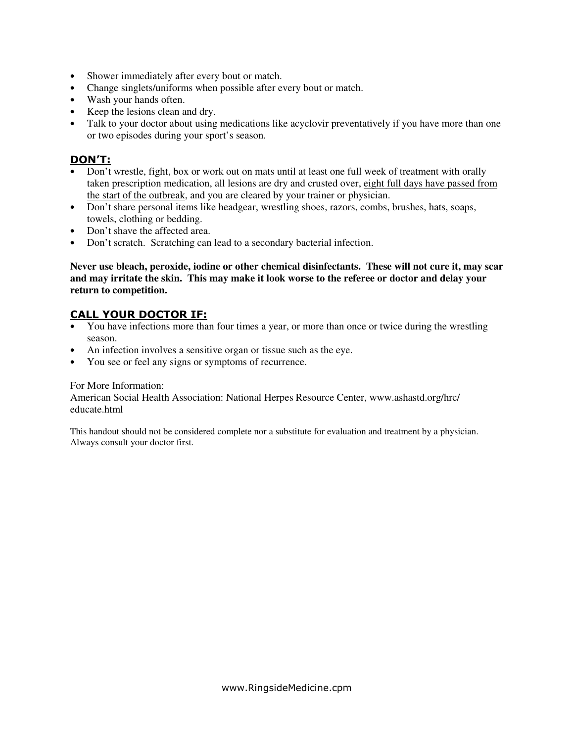- Shower immediately after every bout or match.
- Change singlets/uniforms when possible after every bout or match.
- Wash your hands often.
- Keep the lesions clean and dry.
- Talk to your doctor about using medications like acyclovir preventatively if you have more than one or two episodes during your sport's season.

## DON'T:

- Don't wrestle, fight, box or work out on mats until at least one full week of treatment with orally taken prescription medication, all lesions are dry and crusted over, eight full days have passed from the start of the outbreak, and you are cleared by your trainer or physician.
- Don't share personal items like headgear, wrestling shoes, razors, combs, brushes, hats, soaps, towels, clothing or bedding.
- Don't shave the affected area.
- Don't scratch. Scratching can lead to a secondary bacterial infection.

**Never use bleach, peroxide, iodine or other chemical disinfectants. These will not cure it, may scar and may irritate the skin. This may make it look worse to the referee or doctor and delay your return to competition.**

## CALL YOUR DOCTOR IF:

- You have infections more than four times a year, or more than once or twice during the wrestling season.
- An infection involves a sensitive organ or tissue such as the eye.
- You see or feel any signs or symptoms of recurrence.

For More Information:
American Social Health Association: National Herpes Resource Center, www.ashastd.org/hrc/educate.html

This handout should not be considered complete nor a substitute for evaluation and treatment by a physician. Always consult your doctor first.